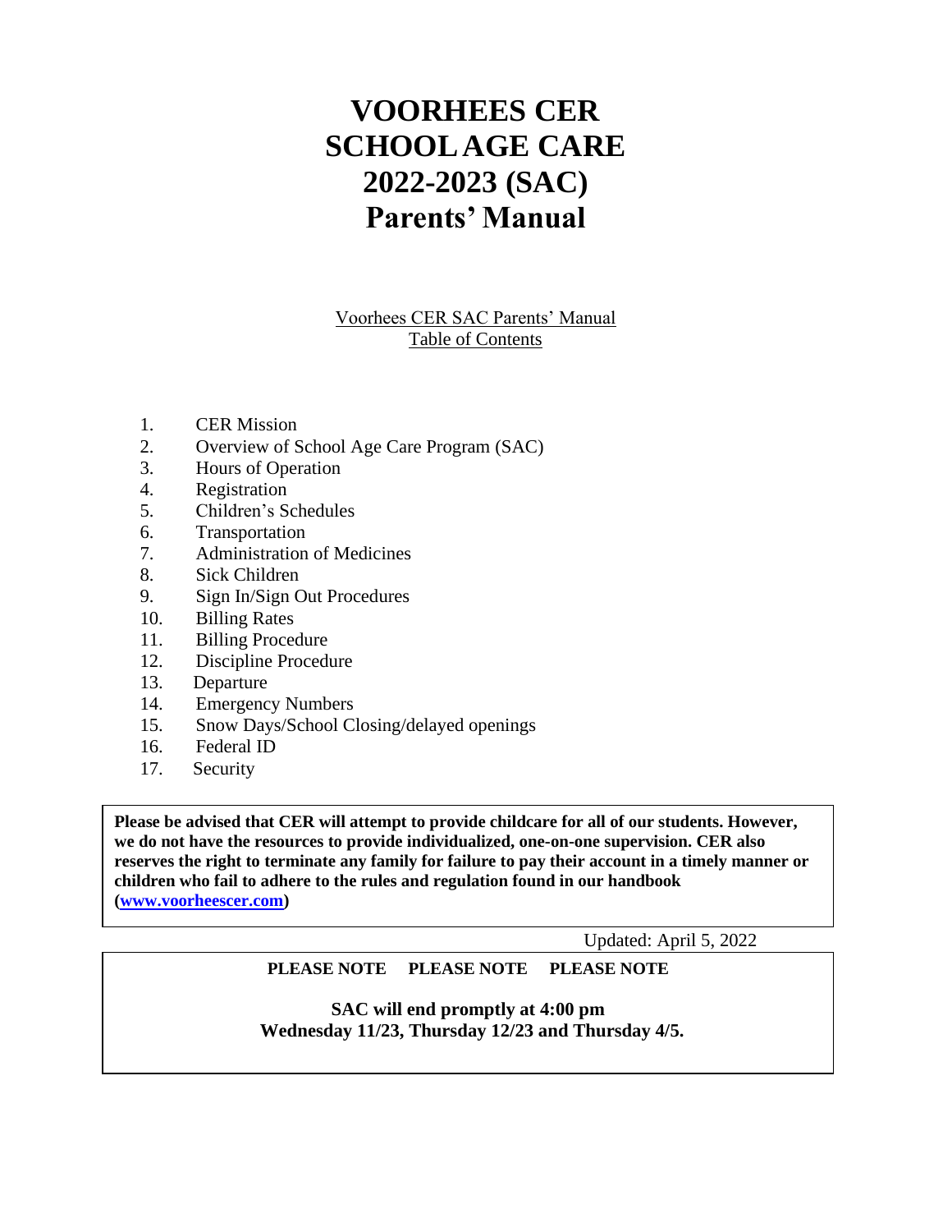# VOORHEES CER SCHOOL AGE CARE 2022-2023 (SAC) Parents' Manual

Voorhees CER SAC Parents' Manual
Table of Contents

1. CER Mission
2. Overview of School Age Care Program (SAC)
3. Hours of Operation
4. Registration
5. Children's Schedules
6. Transportation
7. Administration of Medicines
8. Sick Children
9. Sign In/Sign Out Procedures
10. Billing Rates
11. Billing Procedure
12. Discipline Procedure
13. Departure
14. Emergency Numbers
15. Snow Days/School Closing/delayed openings
16. Federal ID
17. Security

**Please be advised that CER will attempt to provide childcare for all of our students. However, we do not have the resources to provide individualized, one-on-one supervision. CER also reserves the right to terminate any family for failure to pay their account in a timely manner or children who fail to adhere to the rules and regulation found in our handbook ([www.voorheescer.com](http://www.voorheescer.com))**

Updated: April 5, 2022

**PLEASE NOTE PLEASE NOTE PLEASE NOTE**

**SAC will end promptly at 4:00 pm**
**Wednesday 11/23, Thursday 12/23 and Thursday 4/5.**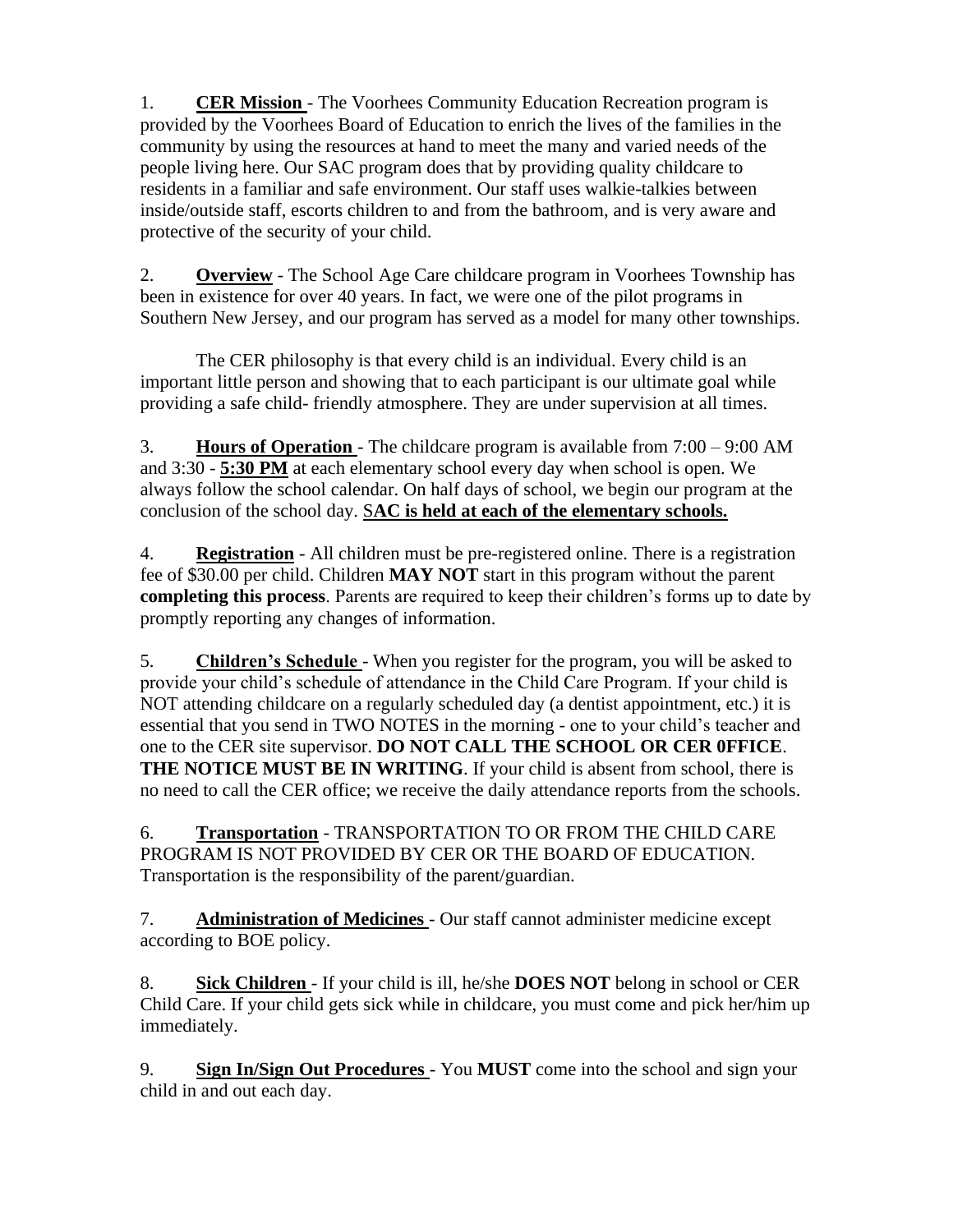1. **CER Mission** - The Voorhees Community Education Recreation program is provided by the Voorhees Board of Education to enrich the lives of the families in the community by using the resources at hand to meet the many and varied needs of the people living here. Our SAC program does that by providing quality childcare to residents in a familiar and safe environment. Our staff uses walkie-talkies between inside/outside staff, escorts children to and from the bathroom, and is very aware and protective of the security of your child.

2. **Overview** - The School Age Care childcare program in Voorhees Township has been in existence for over 40 years. In fact, we were one of the pilot programs in Southern New Jersey, and our program has served as a model for many other townships.

   The CER philosophy is that every child is an individual. Every child is an important little person and showing that to each participant is our ultimate goal while providing a safe child- friendly atmosphere. They are under supervision at all times.

3. **Hours of Operation** - The childcare program is available from 7:00 – 9:00 AM and 3:30 - **5:30 PM** at each elementary school every day when school is open. We always follow the school calendar. On half days of school, we begin our program at the conclusion of the school day. **SAC is held at each of the elementary schools.**

4. **Registration** - All children must be pre-registered online. There is a registration fee of $30.00 per child. Children **MAY NOT** start in this program without the parent **completing this process**. Parents are required to keep their children's forms up to date by promptly reporting any changes of information.

5. **Children's Schedule** - When you register for the program, you will be asked to provide your child's schedule of attendance in the Child Care Program. If your child is NOT attending childcare on a regularly scheduled day (a dentist appointment, etc.) it is essential that you send in TWO NOTES in the morning - one to your child's teacher and one to the CER site supervisor. **DO NOT CALL THE SCHOOL OR CER 0FFICE**. **THE NOTICE MUST BE IN WRITING**. If your child is absent from school, there is no need to call the CER office; we receive the daily attendance reports from the schools.

6. **Transportation** - TRANSPORTATION TO OR FROM THE CHILD CARE PROGRAM IS NOT PROVIDED BY CER OR THE BOARD OF EDUCATION. Transportation is the responsibility of the parent/guardian.

7. **Administration of Medicines** - Our staff cannot administer medicine except according to BOE policy.

8. **Sick Children** - If your child is ill, he/she **DOES NOT** belong in school or CER Child Care. If your child gets sick while in childcare, you must come and pick her/him up immediately.

9. **Sign In/Sign Out Procedures** - You **MUST** come into the school and sign your child in and out each day.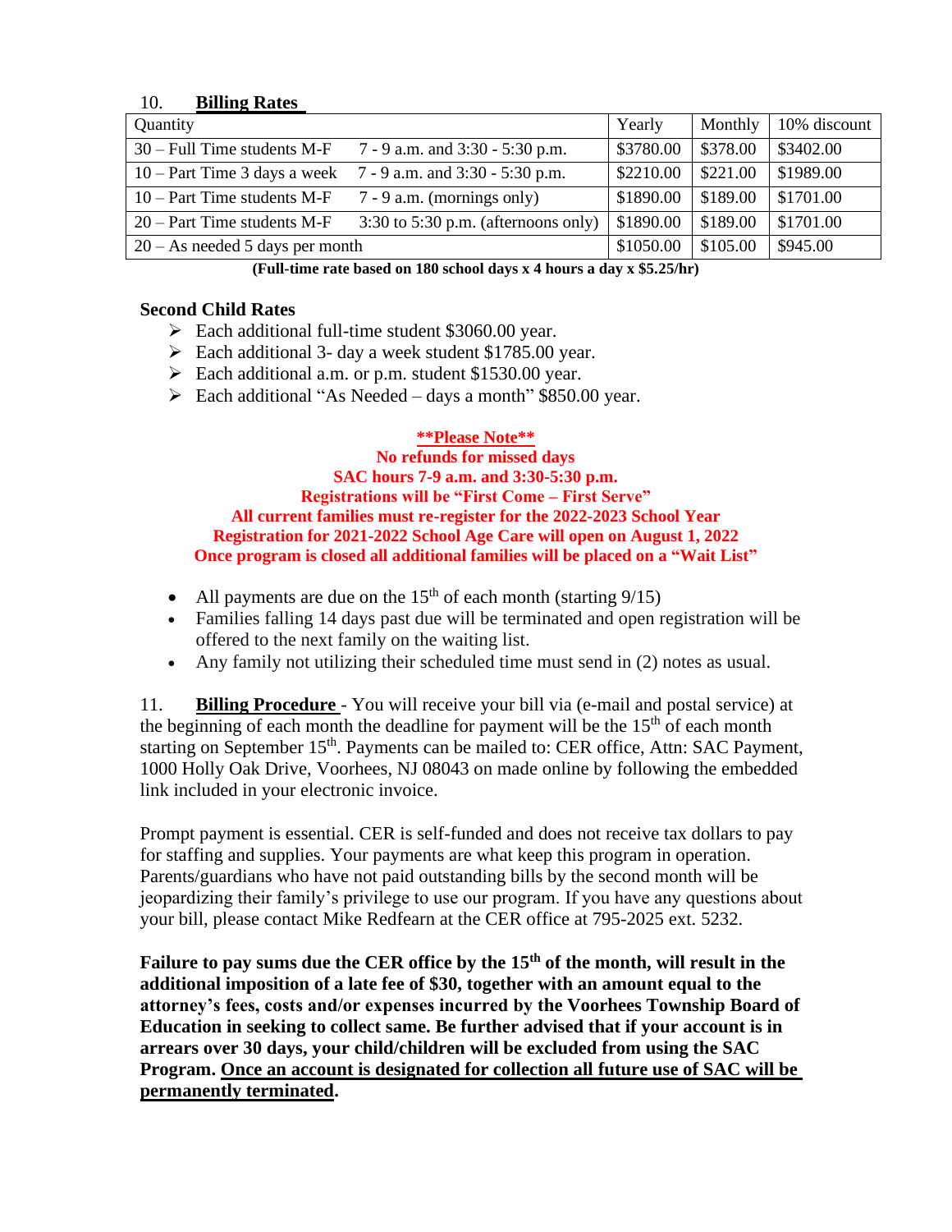## 10. **Billing Rates**

| Quantity | | Yearly | Monthly | 10% discount |
|---|---|---|---|---|
| 30 – Full Time students M-F | 7 - 9 a.m. and 3:30 - 5:30 p.m. | $3780.00 | $378.00 | $3402.00 |
| 10 – Part Time 3 days a week | 7 - 9 a.m. and 3:30 - 5:30 p.m. | $2210.00 | $221.00 | $1989.00 |
| 10 – Part Time students M-F | 7 - 9 a.m. (mornings only) | $1890.00 | $189.00 | $1701.00 |
| 20 – Part Time students M-F | 3:30 to 5:30 p.m. (afternoons only) | $1890.00 | $189.00 | $1701.00 |
| 20 – As needed 5 days per month | | $1050.00 | $105.00 | $945.00 |

**(Full-time rate based on 180 school days x 4 hours a day x $5.25/hr)**

### Second Child Rates

- Each additional full-time student $3060.00 year.
- Each additional 3- day a week student $1785.00 year.
- Each additional a.m. or p.m. student $1530.00 year.
- Each additional "As Needed – days a month" $850.00 year.

**\*\*Please Note\*\***

**No refunds for missed days**
**SAC hours 7-9 a.m. and 3:30-5:30 p.m.**
**Registrations will be "First Come – First Serve"**
**All current families must re-register for the 2022-2023 School Year**
**Registration for 2021-2022 School Age Care will open on August 1, 2022**
**Once program is closed all additional families will be placed on a "Wait List"**

- All payments are due on the 15th of each month (starting 9/15)
- Families falling 14 days past due will be terminated and open registration will be offered to the next family on the waiting list.
- Any family not utilizing their scheduled time must send in (2) notes as usual.

11. **Billing Procedure** - You will receive your bill via (e-mail and postal service) at the beginning of each month the deadline for payment will be the 15th of each month starting on September 15th. Payments can be mailed to: CER office, Attn: SAC Payment, 1000 Holly Oak Drive, Voorhees, NJ 08043 on made online by following the embedded link included in your electronic invoice.

Prompt payment is essential. CER is self-funded and does not receive tax dollars to pay for staffing and supplies. Your payments are what keep this program in operation. Parents/guardians who have not paid outstanding bills by the second month will be jeopardizing their family's privilege to use our program. If you have any questions about your bill, please contact Mike Redfearn at the CER office at 795-2025 ext. 5232.

**Failure to pay sums due the CER office by the 15th of the month, will result in the additional imposition of a late fee of $30, together with an amount equal to the attorney's fees, costs and/or expenses incurred by the Voorhees Township Board of Education in seeking to collect same. Be further advised that if your account is in arrears over 30 days, your child/children will be excluded from using the SAC Program. Once an account is designated for collection all future use of SAC will be permanently terminated.**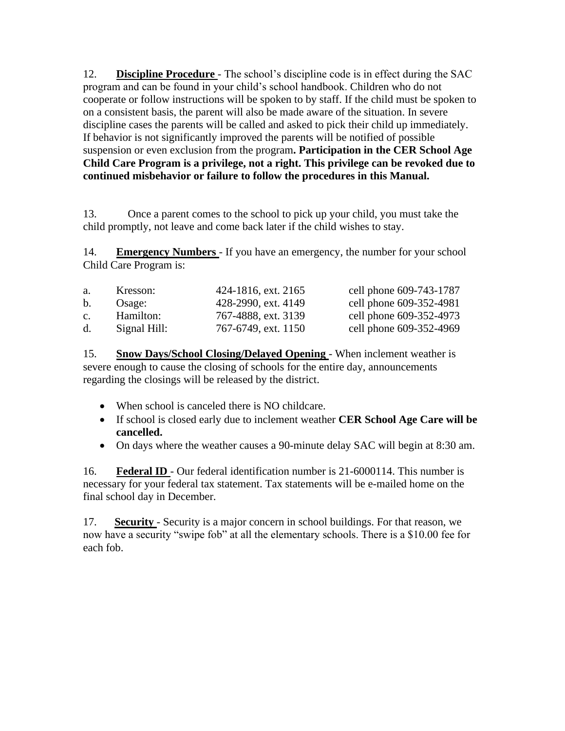12. **Discipline Procedure** - The school's discipline code is in effect during the SAC program and can be found in your child's school handbook. Children who do not cooperate or follow instructions will be spoken to by staff. If the child must be spoken to on a consistent basis, the parent will also be made aware of the situation. In severe discipline cases the parents will be called and asked to pick their child up immediately. If behavior is not significantly improved the parents will be notified of possible suspension or even exclusion from the program**. Participation in the CER School Age Child Care Program is a privilege, not a right. This privilege can be revoked due to continued misbehavior or failure to follow the procedures in this Manual.**

13. Once a parent comes to the school to pick up your child, you must take the child promptly, not leave and come back later if the child wishes to stay.

14. **Emergency Numbers** - If you have an emergency, the number for your school Child Care Program is:

| | | | |
|---|---|---|---|
| a. | Kresson: | 424-1816, ext. 2165 | cell phone 609-743-1787 |
| b. | Osage: | 428-2990, ext. 4149 | cell phone 609-352-4981 |
| c. | Hamilton: | 767-4888, ext. 3139 | cell phone 609-352-4973 |
| d. | Signal Hill: | 767-6749, ext. 1150 | cell phone 609-352-4969 |

15. **Snow Days/School Closing/Delayed Opening** - When inclement weather is severe enough to cause the closing of schools for the entire day, announcements regarding the closings will be released by the district.

- When school is canceled there is NO childcare.
- If school is closed early due to inclement weather **CER School Age Care will be cancelled.**
- On days where the weather causes a 90-minute delay SAC will begin at 8:30 am.

16. **Federal ID** - Our federal identification number is 21-6000114. This number is necessary for your federal tax statement. Tax statements will be e-mailed home on the final school day in December.

17. **Security** - Security is a major concern in school buildings. For that reason, we now have a security "swipe fob" at all the elementary schools. There is a $10.00 fee for each fob.